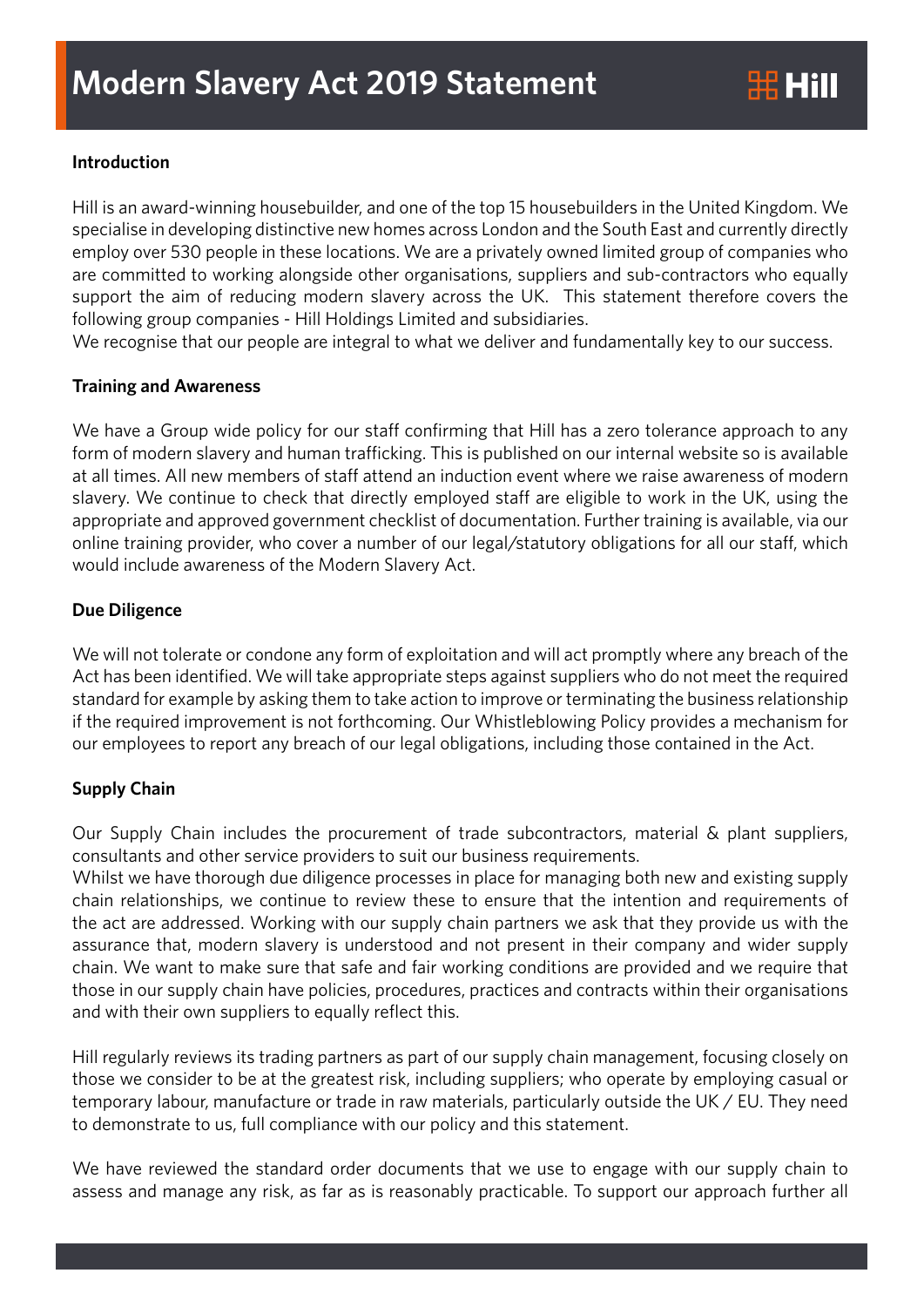# Modern Slavery Act 2019 Statement

Hill

**Introduction**

Hill is an award-winning housebuilder, and one of the top 15 housebuilders in the United Kingdom. We specialise in developing distinctive new homes across London and the South East and currently directly employ over 530 people in these locations. We are a privately owned limited group of companies who are committed to working alongside other organisations, suppliers and sub-contractors who equally support the aim of reducing modern slavery across the UK. This statement therefore covers the following group companies - Hill Holdings Limited and subsidiaries.
We recognise that our people are integral to what we deliver and fundamentally key to our success.

**Training and Awareness**

We have a Group wide policy for our staff confirming that Hill has a zero tolerance approach to any form of modern slavery and human trafficking. This is published on our internal website so is available at all times. All new members of staff attend an induction event where we raise awareness of modern slavery. We continue to check that directly employed staff are eligible to work in the UK, using the appropriate and approved government checklist of documentation. Further training is available, via our online training provider, who cover a number of our legal/statutory obligations for all our staff, which would include awareness of the Modern Slavery Act.

**Due Diligence**

We will not tolerate or condone any form of exploitation and will act promptly where any breach of the Act has been identified. We will take appropriate steps against suppliers who do not meet the required standard for example by asking them to take action to improve or terminating the business relationship if the required improvement is not forthcoming. Our Whistleblowing Policy provides a mechanism for our employees to report any breach of our legal obligations, including those contained in the Act.

**Supply Chain**

Our Supply Chain includes the procurement of trade subcontractors, material & plant suppliers, consultants and other service providers to suit our business requirements.
Whilst we have thorough due diligence processes in place for managing both new and existing supply chain relationships, we continue to review these to ensure that the intention and requirements of the act are addressed. Working with our supply chain partners we ask that they provide us with the assurance that, modern slavery is understood and not present in their company and wider supply chain. We want to make sure that safe and fair working conditions are provided and we require that those in our supply chain have policies, procedures, practices and contracts within their organisations and with their own suppliers to equally reflect this.

Hill regularly reviews its trading partners as part of our supply chain management, focusing closely on those we consider to be at the greatest risk, including suppliers; who operate by employing casual or temporary labour, manufacture or trade in raw materials, particularly outside the UK / EU. They need to demonstrate to us, full compliance with our policy and this statement.

We have reviewed the standard order documents that we use to engage with our supply chain to assess and manage any risk, as far as is reasonably practicable. To support our approach further all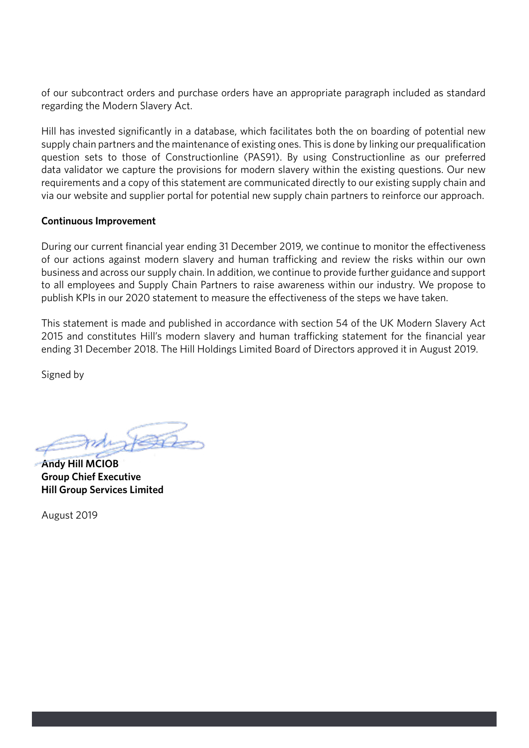of our subcontract orders and purchase orders have an appropriate paragraph included as standard regarding the Modern Slavery Act.

Hill has invested significantly in a database, which facilitates both the on boarding of potential new supply chain partners and the maintenance of existing ones. This is done by linking our prequalification question sets to those of Constructionline (PAS91). By using Constructionline as our preferred data validator we capture the provisions for modern slavery within the existing questions. Our new requirements and a copy of this statement are communicated directly to our existing supply chain and via our website and supplier portal for potential new supply chain partners to reinforce our approach.

**Continuous Improvement**

During our current financial year ending 31 December 2019, we continue to monitor the effectiveness of our actions against modern slavery and human trafficking and review the risks within our own business and across our supply chain. In addition, we continue to provide further guidance and support to all employees and Supply Chain Partners to raise awareness within our industry. We propose to publish KPIs in our 2020 statement to measure the effectiveness of the steps we have taken.

This statement is made and published in accordance with section 54 of the UK Modern Slavery Act 2015 and constitutes Hill's modern slavery and human trafficking statement for the financial year ending 31 December 2018. The Hill Holdings Limited Board of Directors approved it in August 2019.

Signed by

**Andy Hill MCIOB**
**Group Chief Executive**
**Hill Group Services Limited**

August 2019